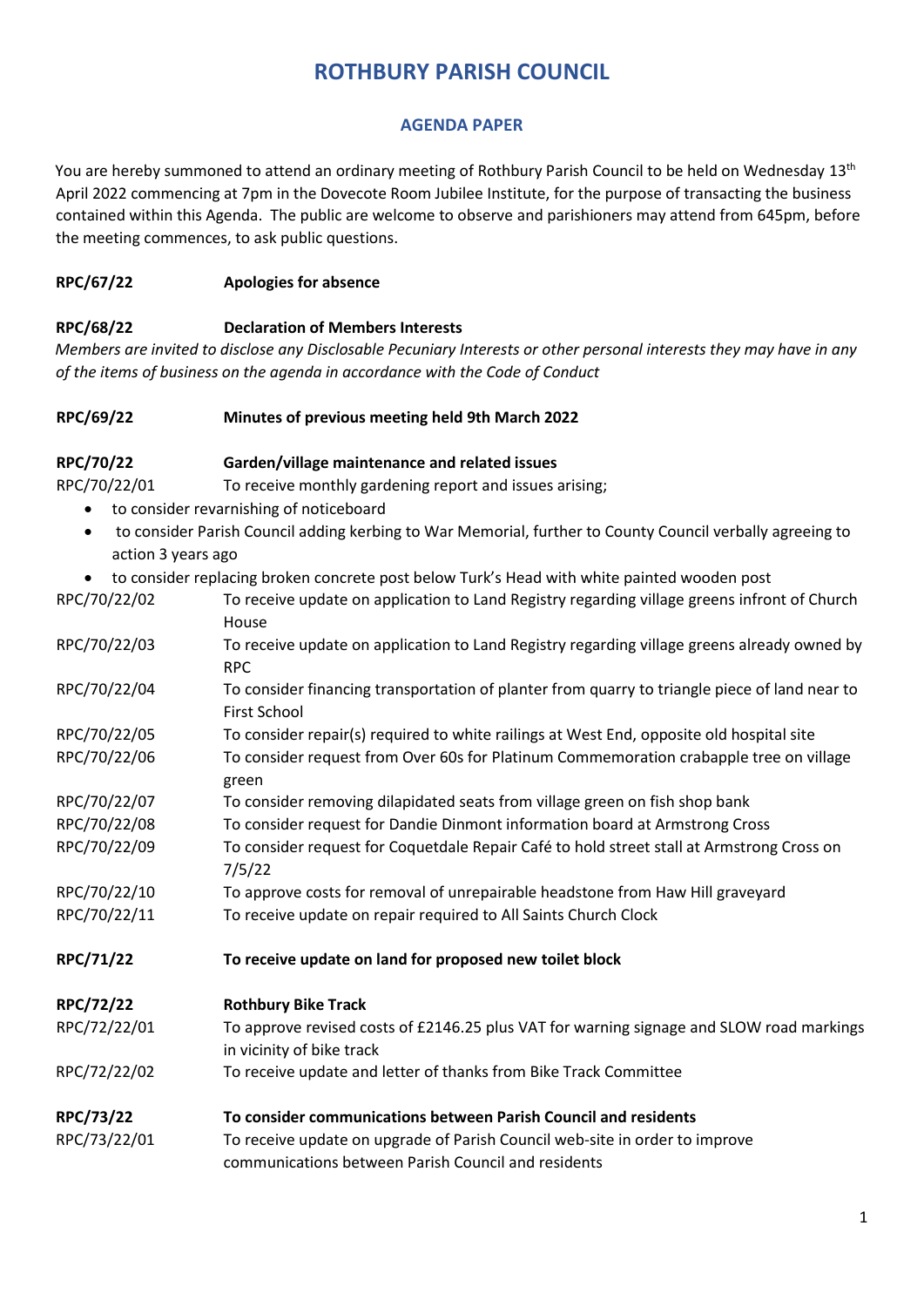# ROTHBURY PARISH COUNCIL

## AGENDA PAPER

You are hereby summoned to attend an ordinary meeting of Rothbury Parish Council to be held on Wednesday 13th April 2022 commencing at 7pm in the Dovecote Room Jubilee Institute, for the purpose of transacting the business contained within this Agenda. The public are welcome to observe and parishioners may attend from 645pm, before the meeting commences, to ask public questions.

**RPC/67/22 Apologies for absence**

**RPC/68/22 Declaration of Members Interests**

*Members are invited to disclose any Disclosable Pecuniary Interests or other personal interests they may have in any of the items of business on the agenda in accordance with the Code of Conduct*

**RPC/69/22 Minutes of previous meeting held 9th March 2022**

**RPC/70/22 Garden/village maintenance and related issues**

RPC/70/22/01 To receive monthly gardening report and issues arising;

- to consider revarnishing of noticeboard
- to consider Parish Council adding kerbing to War Memorial, further to County Council verbally agreeing to action 3 years ago
- to consider replacing broken concrete post below Turk's Head with white painted wooden post

RPC/70/22/02 To receive update on application to Land Registry regarding village greens infront of Church House

RPC/70/22/03 To receive update on application to Land Registry regarding village greens already owned by RPC

RPC/70/22/04 To consider financing transportation of planter from quarry to triangle piece of land near to First School

RPC/70/22/05 To consider repair(s) required to white railings at West End, opposite old hospital site

RPC/70/22/06 To consider request from Over 60s for Platinum Commemoration crabapple tree on village green

RPC/70/22/07 To consider removing dilapidated seats from village green on fish shop bank

RPC/70/22/08 To consider request for Dandie Dinmont information board at Armstrong Cross

RPC/70/22/09 To consider request for Coquetdale Repair Café to hold street stall at Armstrong Cross on 7/5/22

RPC/70/22/10 To approve costs for removal of unrepairable headstone from Haw Hill graveyard

RPC/70/22/11 To receive update on repair required to All Saints Church Clock

**RPC/71/22 To receive update on land for proposed new toilet block**

**RPC/72/22 Rothbury Bike Track**

RPC/72/22/01 To approve revised costs of £2146.25 plus VAT for warning signage and SLOW road markings in vicinity of bike track

RPC/72/22/02 To receive update and letter of thanks from Bike Track Committee

**RPC/73/22 To consider communications between Parish Council and residents**

RPC/73/22/01 To receive update on upgrade of Parish Council web-site in order to improve communications between Parish Council and residents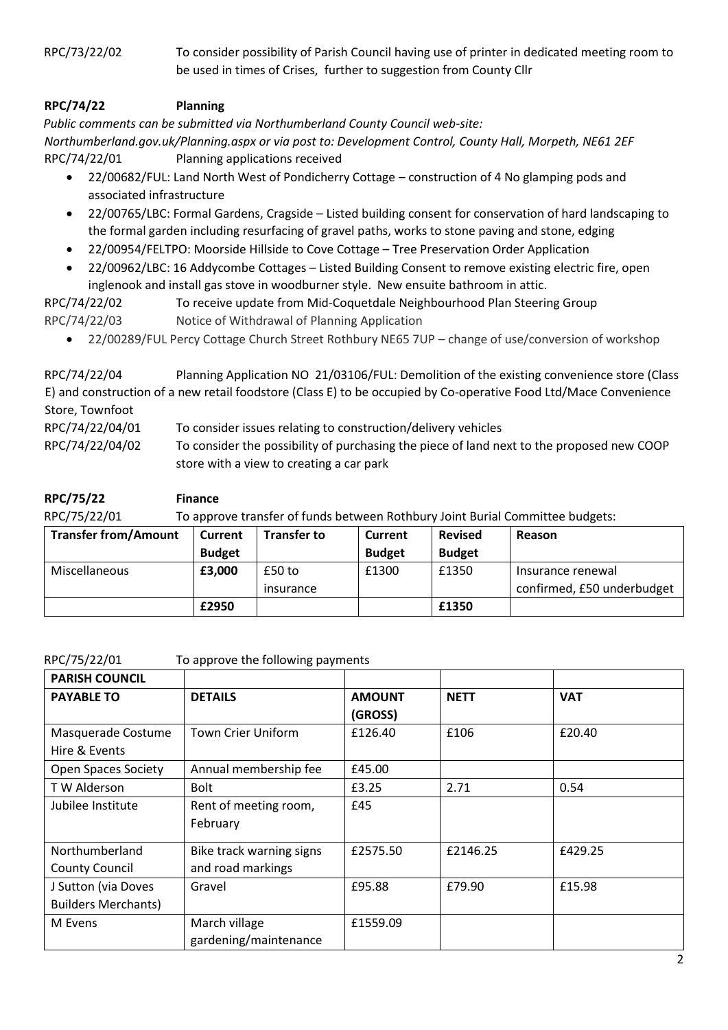RPC/73/22/02 To consider possibility of Parish Council having use of printer in dedicated meeting room to be used in times of Crises, further to suggestion from County Cllr

**RPC/74/22 Planning**

*Public comments can be submitted via Northumberland County Council web-site: Northumberland.gov.uk/Planning.aspx or via post to: Development Control, County Hall, Morpeth, NE61 2EF*

RPC/74/22/01 Planning applications received

- 22/00682/FUL: Land North West of Pondicherry Cottage – construction of 4 No glamping pods and associated infrastructure
- 22/00765/LBC: Formal Gardens, Cragside – Listed building consent for conservation of hard landscaping to the formal garden including resurfacing of gravel paths, works to stone paving and stone, edging
- 22/00954/FELTPO: Moorside Hillside to Cove Cottage – Tree Preservation Order Application
- 22/00962/LBC: 16 Addycombe Cottages – Listed Building Consent to remove existing electric fire, open inglenook and install gas stove in woodburner style. New ensuite bathroom in attic.

RPC/74/22/02 To receive update from Mid-Coquetdale Neighbourhood Plan Steering Group

RPC/74/22/03 Notice of Withdrawal of Planning Application

- 22/00289/FUL Percy Cottage Church Street Rothbury NE65 7UP – change of use/conversion of workshop

RPC/74/22/04 Planning Application NO 21/03106/FUL: Demolition of the existing convenience store (Class E) and construction of a new retail foodstore (Class E) to be occupied by Co-operative Food Ltd/Mace Convenience Store, Townfoot

RPC/74/22/04/01 To consider issues relating to construction/delivery vehicles

RPC/74/22/04/02 To consider the possibility of purchasing the piece of land next to the proposed new COOP store with a view to creating a car park

**RPC/75/22 Finance**

RPC/75/22/01 To approve transfer of funds between Rothbury Joint Burial Committee budgets:

| Transfer from/Amount | Current Budget | Transfer to | Current Budget | Revised Budget | Reason |
|---|---|---|---|---|---|
| Miscellaneous | £3,000 | £50 to insurance | £1300 | £1350 | Insurance renewal confirmed, £50 underbudget |
| | £2950 | | | £1350 | |

RPC/75/22/01 To approve the following payments

| PARISH COUNCIL | | | | |
|---|---|---|---|---|
| **PAYABLE TO** | **DETAILS** | **AMOUNT (GROSS)** | **NETT** | **VAT** |
| Masquerade Costume Hire & Events | Town Crier Uniform | £126.40 | £106 | £20.40 |
| Open Spaces Society | Annual membership fee | £45.00 | | |
| T W Alderson | Bolt | £3.25 | 2.71 | 0.54 |
| Jubilee Institute | Rent of meeting room, February | £45 | | |
| Northumberland County Council | Bike track warning signs and road markings | £2575.50 | £2146.25 | £429.25 |
| J Sutton (via Doves Builders Merchants) | Gravel | £95.88 | £79.90 | £15.98 |
| M Evens | March village gardening/maintenance | £1559.09 | | |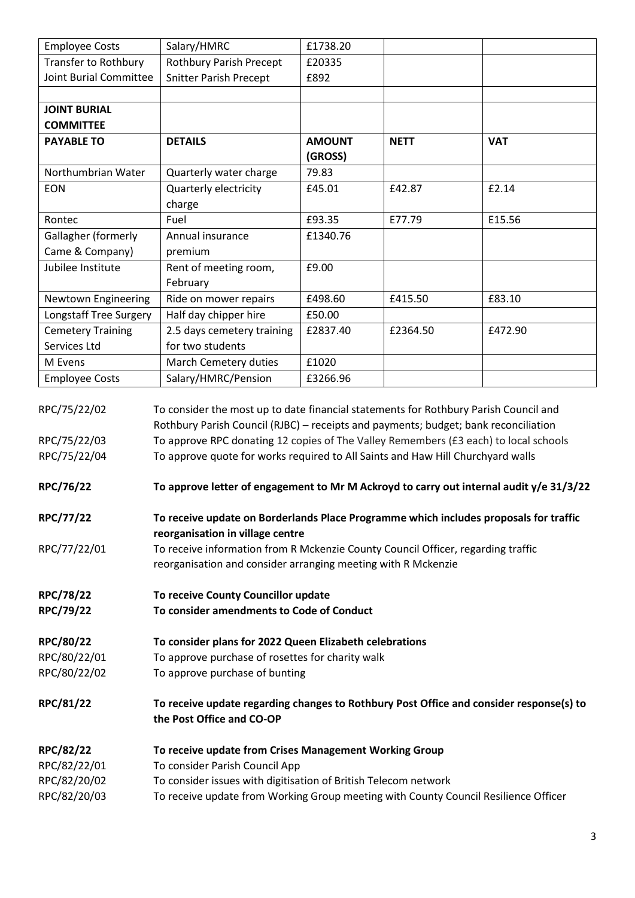| | | | | |
|---|---|---|---|---|
| Employee Costs | Salary/HMRC | £1738.20 | | |
| Transfer to Rothbury Joint Burial Committee | Rothbury Parish Precept | £20335 | | |
| | Snitter Parish Precept | £892 | | |
| | | | | |
| **JOINT BURIAL COMMITTEE** | | | | |
| **PAYABLE TO** | **DETAILS** | **AMOUNT (GROSS)** | **NETT** | **VAT** |
| Northumbrian Water | Quarterly water charge | 79.83 | | |
| EON | Quarterly electricity charge | £45.01 | £42.87 | £2.14 |
| Rontec | Fuel | £93.35 | E77.79 | E15.56 |
| Gallagher (formerly Came & Company) | Annual insurance premium | £1340.76 | | |
| Jubilee Institute | Rent of meeting room, February | £9.00 | | |
| Newtown Engineering | Ride on mower repairs | £498.60 | £415.50 | £83.10 |
| Longstaff Tree Surgery | Half day chipper hire | £50.00 | | |
| Cemetery Training Services Ltd | 2.5 days cemetery training for two students | £2837.40 | £2364.50 | £472.90 |
| M Evens | March Cemetery duties | £1020 | | |
| Employee Costs | Salary/HMRC/Pension | £3266.96 | | |

RPC/75/22/02 To consider the most up to date financial statements for Rothbury Parish Council and Rothbury Parish Council (RJBC) – receipts and payments; budget; bank reconciliation

RPC/75/22/03 To approve RPC donating 12 copies of The Valley Remembers (£3 each) to local schools

RPC/75/22/04 To approve quote for works required to All Saints and Haw Hill Churchyard walls

**RPC/76/22 To approve letter of engagement to Mr M Ackroyd to carry out internal audit y/e 31/3/22**

**RPC/77/22 To receive update on Borderlands Place Programme which includes proposals for traffic reorganisation in village centre**

RPC/77/22/01 To receive information from R Mckenzie County Council Officer, regarding traffic reorganisation and consider arranging meeting with R Mckenzie

**RPC/78/22 To receive County Councillor update**

**RPC/79/22 To consider amendments to Code of Conduct**

**RPC/80/22 To consider plans for 2022 Queen Elizabeth celebrations**

RPC/80/22/01 To approve purchase of rosettes for charity walk

RPC/80/22/02 To approve purchase of bunting

**RPC/81/22 To receive update regarding changes to Rothbury Post Office and consider response(s) to the Post Office and CO-OP**

**RPC/82/22 To receive update from Crises Management Working Group**

RPC/82/22/01 To consider Parish Council App

RPC/82/20/02 To consider issues with digitisation of British Telecom network

RPC/82/20/03 To receive update from Working Group meeting with County Council Resilience Officer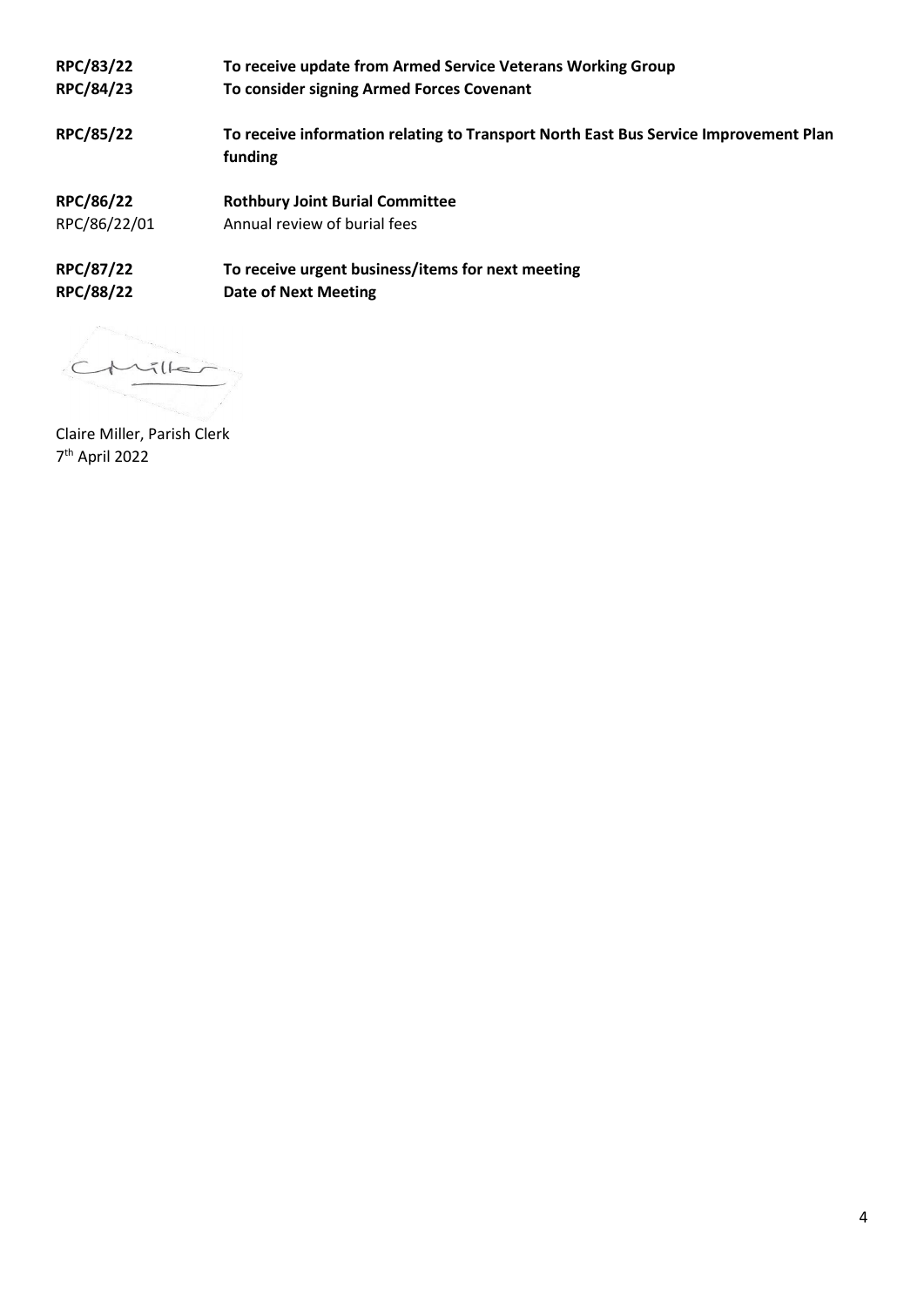**RPC/83/22** **To receive update from Armed Service Veterans Working Group**

**RPC/84/23** **To consider signing Armed Forces Covenant**

**RPC/85/22** **To receive information relating to Transport North East Bus Service Improvement Plan funding**

**RPC/86/22** **Rothbury Joint Burial Committee**

RPC/86/22/01 Annual review of burial fees

**RPC/87/22** **To receive urgent business/items for next meeting**

**RPC/88/22** **Date of Next Meeting**

CMiller

Claire Miller, Parish Clerk
7th April 2022